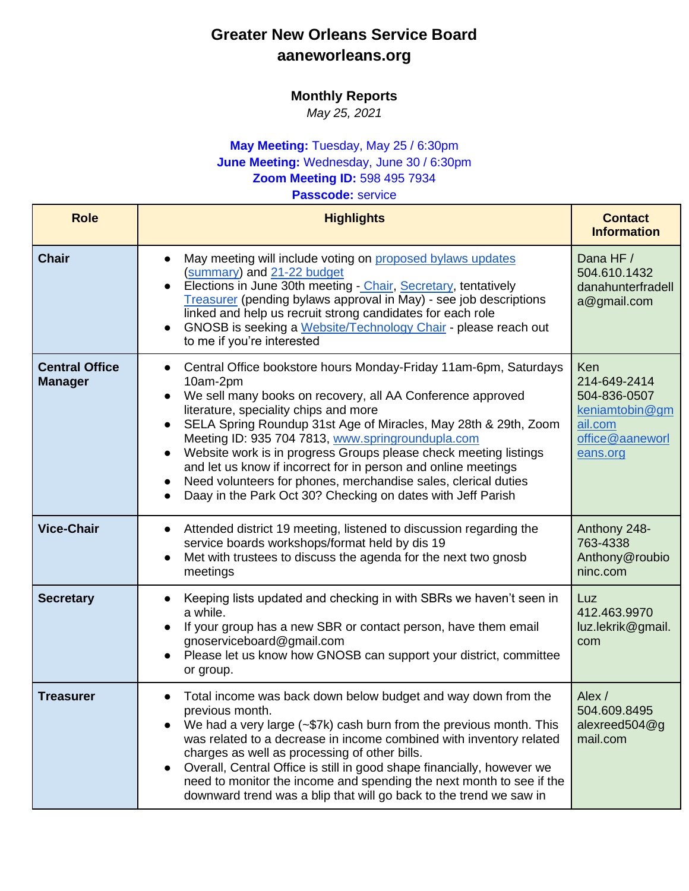# Greater New Orleans Service Board
# aaneworleans.org

## Monthly Reports

*May 25, 2021*

**May Meeting:** Tuesday, May 25 / 6:30pm
**June Meeting:** Wednesday, June 30 / 6:30pm
**Zoom Meeting ID:** 598 495 7934
**Passcode:** service

| Role | Highlights | Contact Information |
|---|---|---|
| **Chair** | • May meeting will include voting on proposed bylaws updates (summary) and 21-22 budget<br>• Elections in June 30th meeting - Chair, Secretary, tentatively Treasurer (pending bylaws approval in May) - see job descriptions linked and help us recruit strong candidates for each role<br>• GNOSB is seeking a Website/Technology Chair - please reach out to me if you're interested | Dana HF / 504.610.1432 danahunterfradella@gmail.com |
| **Central Office Manager** | • Central Office bookstore hours Monday-Friday 11am-6pm, Saturdays 10am-2pm<br>• We sell many books on recovery, all AA Conference approved literature, speciality chips and more<br>• SELA Spring Roundup 31st Age of Miracles, May 28th & 29th, Zoom Meeting ID: 935 704 7813, www.springroundupla.com<br>• Website work is in progress Groups please check meeting listings and let us know if incorrect for in person and online meetings<br>• Need volunteers for phones, merchandise sales, clerical duties<br>• Daay in the Park Oct 30? Checking on dates with Jeff Parish | Ken 214-649-2414 504-836-0507 keniamtobin@gmail.com office@aaneworleans.org |
| **Vice-Chair** | • Attended district 19 meeting, listened to discussion regarding the service boards workshops/format held by dis 19<br>• Met with trustees to discuss the agenda for the next two gnosb meetings | Anthony 248-763-4338 Anthony@roubioninc.com |
| **Secretary** | • Keeping lists updated and checking in with SBRs we haven't seen in a while.<br>• If your group has a new SBR or contact person, have them email gnoserviceboard@gmail.com<br>• Please let us know how GNOSB can support your district, committee or group. | Luz 412.463.9970 luz.lekrik@gmail.com |
| **Treasurer** | • Total income was back down below budget and way down from the previous month.<br>• We had a very large (~$7k) cash burn from the previous month. This was related to a decrease in income combined with inventory related charges as well as processing of other bills.<br>• Overall, Central Office is still in good shape financially, however we need to monitor the income and spending the next month to see if the downward trend was a blip that will go back to the trend we saw in | Alex / 504.609.8495 alexreed504@gmail.com |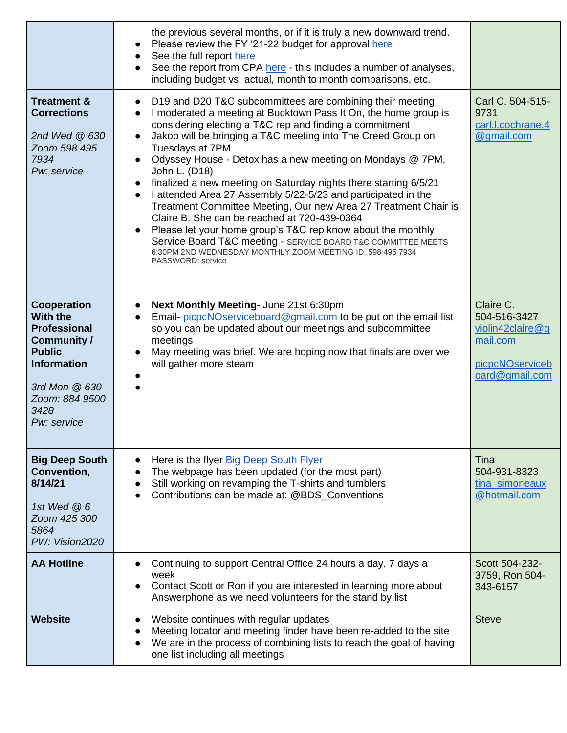| | | |
|---|---|---|
| | • the previous several months, or if it is truly a new downward trend.<br>• Please review the FY '21-22 budget for approval here<br>• See the full report here<br>• See the report from CPA here - this includes a number of analyses, including budget vs. actual, month to month comparisons, etc. | |
| **Treatment & Corrections**<br><br>*2nd Wed @ 630*<br>*Zoom 598 495 7934*<br>*Pw: service* | • D19 and D20 T&C subcommittees are combining their meeting<br>• I moderated a meeting at Bucktown Pass It On, the home group is considering electing a T&C rep and finding a commitment<br>• Jakob will be bringing a T&C meeting into The Creed Group on Tuesdays at 7PM<br>• Odyssey House - Detox has a new meeting on Mondays @ 7PM, John L. (D18)<br>• finalized a new meeting on Saturday nights there starting 6/5/21<br>• I attended Area 27 Assembly 5/22-5/23 and participated in the Treatment Committee Meeting, Our new Area 27 Treatment Chair is Claire B. She can be reached at 720-439-0364<br>• Please let your home group's T&C rep know about the monthly Service Board T&C meeting - SERVICE BOARD T&C COMMITTEE MEETS 6:30PM 2ND WEDNESDAY MONTHLY ZOOM MEETING ID: 598 495 7934 PASSWORD: service | Carl C. 504-515-9731<br>carl.l.cochrane.4@gmail.com |
| **Cooperation With the Professional Community / Public Information**<br><br>*3rd Mon @ 630*<br>*Zoom: 884 9500 3428*<br>*Pw: service* | • **Next Monthly Meeting-** June 21st 6:30pm<br>• Email- picpcNOserviceboard@gmail.com to be put on the email list so you can be updated about our meetings and subcommittee meetings<br>• May meeting was brief. We are hoping now that finals are over we will gather more steam<br>•<br>• | Claire C.<br>504-516-3427<br>violin42claire@gmail.com<br><br>picpcNOserviceboard@gmail.com |
| **Big Deep South Convention, 8/14/21**<br><br>*1st Wed @ 6*<br>*Zoom 425 300 5864*<br>*PW: Vision2020* | • Here is the flyer Big Deep South Flyer<br>• The webpage has been updated (for the most part)<br>• Still working on revamping the T-shirts and tumblers<br>• Contributions can be made at: @BDS_Conventions | Tina<br>504-931-8323<br>tina_simoneaux@hotmail.com |
| **AA Hotline** | • Continuing to support Central Office 24 hours a day, 7 days a week<br>• Contact Scott or Ron if you are interested in learning more about Answerphone as we need volunteers for the stand by list | Scott 504-232-3759, Ron 504-343-6157 |
| **Website** | • Website continues with regular updates<br>• Meeting locator and meeting finder have been re-added to the site<br>• We are in the process of combining lists to reach the goal of having one list including all meetings | Steve |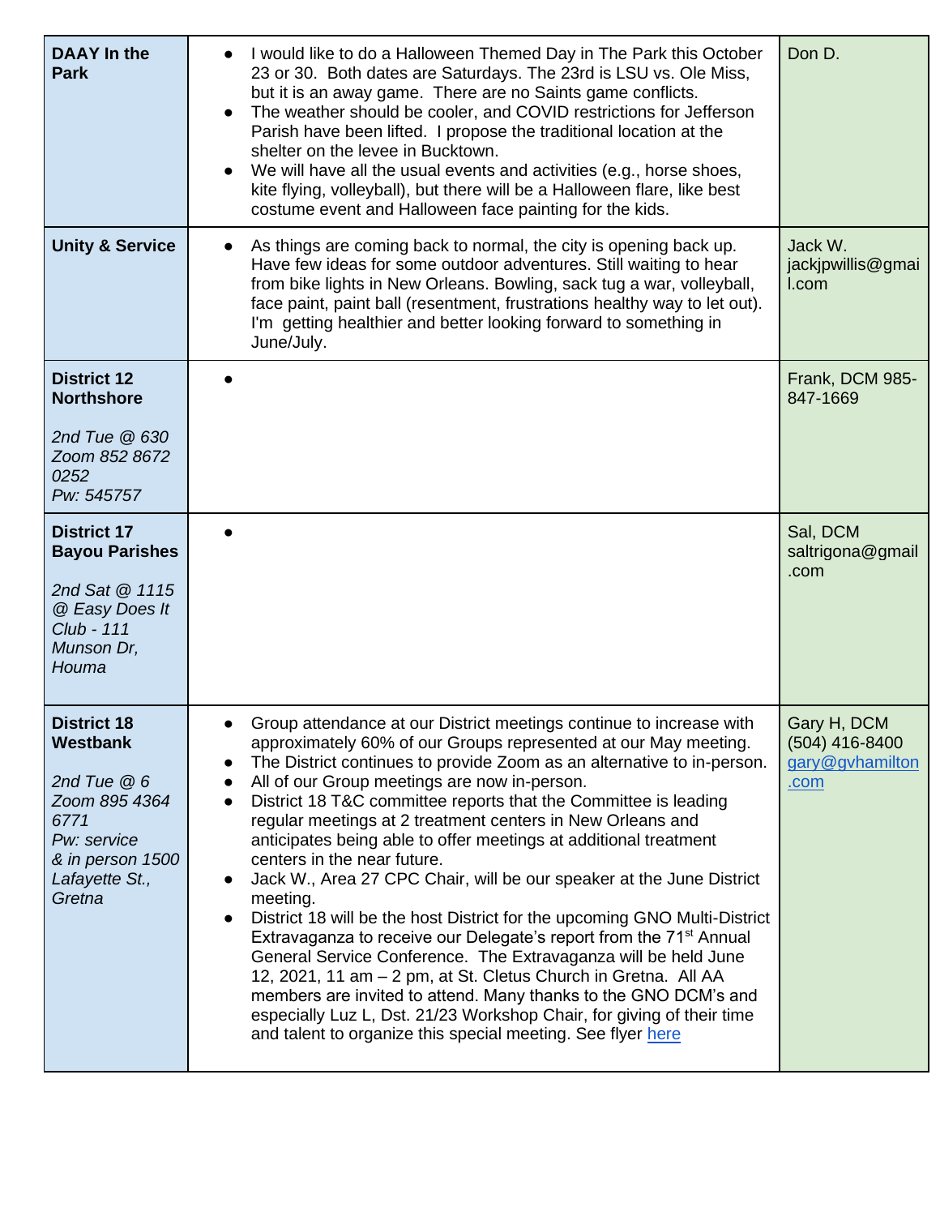| | | |
|---|---|---|
| **DAAY In the Park** | • I would like to do a Halloween Themed Day in The Park this October 23 or 30. Both dates are Saturdays. The 23rd is LSU vs. Ole Miss, but it is an away game. There are no Saints game conflicts.<br>• The weather should be cooler, and COVID restrictions for Jefferson Parish have been lifted. I propose the traditional location at the shelter on the levee in Bucktown.<br>• We will have all the usual events and activities (e.g., horse shoes, kite flying, volleyball), but there will be a Halloween flare, like best costume event and Halloween face painting for the kids. | Don D. |
| **Unity & Service** | • As things are coming back to normal, the city is opening back up. Have few ideas for some outdoor adventures. Still waiting to hear from bike lights in New Orleans. Bowling, sack tug a war, volleyball, face paint, paint ball (resentment, frustrations healthy way to let out). I'm getting healthier and better looking forward to something in June/July. | Jack W. jackjpwillis@gmail.com |
| **District 12 Northshore**<br><br>*2nd Tue @ 630 Zoom 852 8672 0252 Pw: 545757* | • | Frank, DCM 985-847-1669 |
| **District 17 Bayou Parishes**<br><br>*2nd Sat @ 1115 @ Easy Does It Club - 111 Munson Dr, Houma* | • | Sal, DCM saltrigona@gmail.com |
| **District 18 Westbank**<br><br>*2nd Tue @ 6 Zoom 895 4364 6771 Pw: service & in person 1500 Lafayette St., Gretna* | • Group attendance at our District meetings continue to increase with approximately 60% of our Groups represented at our May meeting.<br>• The District continues to provide Zoom as an alternative to in-person.<br>• All of our Group meetings are now in-person.<br>• District 18 T&C committee reports that the Committee is leading regular meetings at 2 treatment centers in New Orleans and anticipates being able to offer meetings at additional treatment centers in the near future.<br>• Jack W., Area 27 CPC Chair, will be our speaker at the June District meeting.<br>• District 18 will be the host District for the upcoming GNO Multi-District Extravaganza to receive our Delegate's report from the 71st Annual General Service Conference. The Extravaganza will be held June 12, 2021, 11 am – 2 pm, at St. Cletus Church in Gretna. All AA members are invited to attend. Many thanks to the GNO DCM's and especially Luz L, Dst. 21/23 Workshop Chair, for giving of their time and talent to organize this special meeting. See flyer [here]() | Gary H, DCM (504) 416-8400 [gary@gvhamilton.com](mailto:gary@gvhamilton.com) |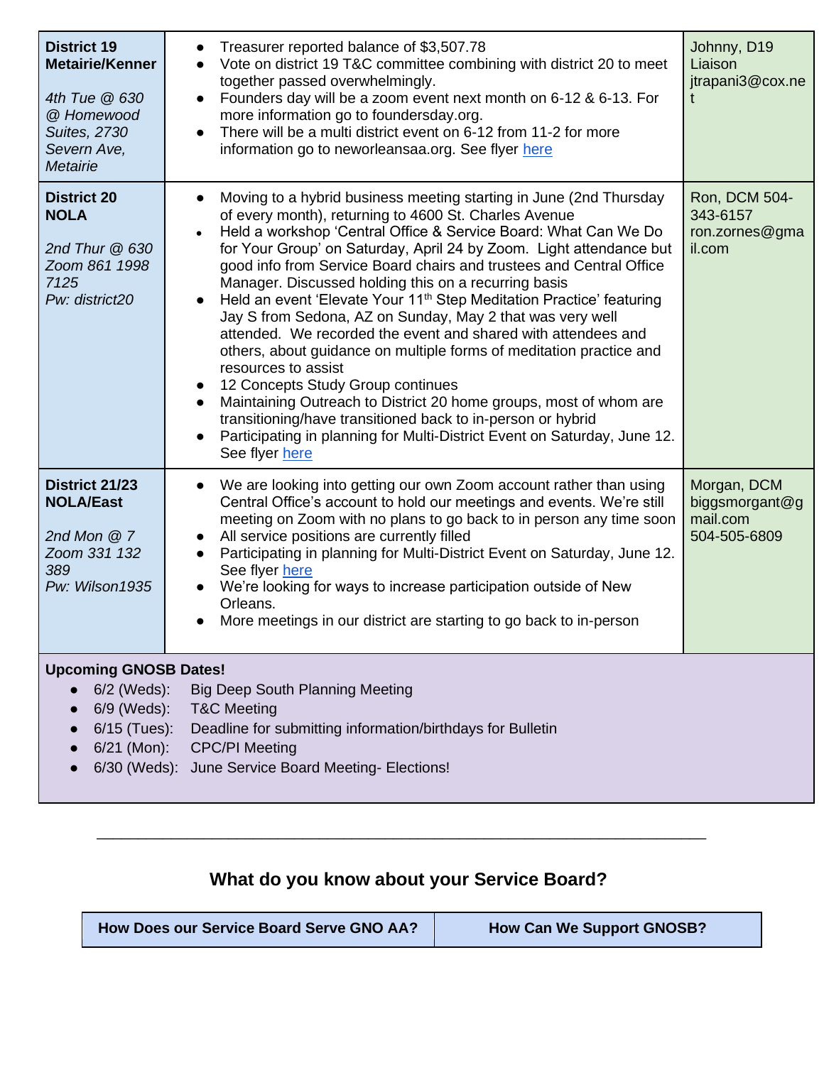| District | Report | Contact |
|---|---|---|
| **District 19 Metairie/Kenner**<br><br>*4th Tue @ 630 @ Homewood Suites, 2730 Severn Ave, Metairie* | • Treasurer reported balance of $3,507.78<br>• Vote on district 19 T&C committee combining with district 20 to meet together passed overwhelmingly.<br>• Founders day will be a zoom event next month on 6-12 & 6-13. For more information go to foundersday.org.<br>• There will be a multi district event on 6-12 from 11-2 for more information go to neworleansaa.org. See flyer here | Johnny, D19 Liaison jtrapani3@cox.net |
| **District 20 NOLA**<br><br>*2nd Thur @ 630 Zoom 861 1998 7125 Pw: district20* | • Moving to a hybrid business meeting starting in June (2nd Thursday of every month), returning to 4600 St. Charles Avenue<br>• Held a workshop 'Central Office & Service Board: What Can We Do for Your Group' on Saturday, April 24 by Zoom. Light attendance but good info from Service Board chairs and trustees and Central Office Manager. Discussed holding this on a recurring basis<br>• Held an event 'Elevate Your 11th Step Meditation Practice' featuring Jay S from Sedona, AZ on Sunday, May 2 that was very well attended. We recorded the event and shared with attendees and others, about guidance on multiple forms of meditation practice and resources to assist<br>• 12 Concepts Study Group continues<br>• Maintaining Outreach to District 20 home groups, most of whom are transitioning/have transitioned back to in-person or hybrid<br>• Participating in planning for Multi-District Event on Saturday, June 12. See flyer here | Ron, DCM 504-343-6157 ron.zornes@gmail.com |
| **District 21/23 NOLA/East**<br><br>*2nd Mon @ 7 Zoom 331 132 389 Pw: Wilson1935* | • We are looking into getting our own Zoom account rather than using Central Office's account to hold our meetings and events. We're still meeting on Zoom with no plans to go back to in person any time soon<br>• All service positions are currently filled<br>• Participating in planning for Multi-District Event on Saturday, June 12. See flyer here<br>• We're looking for ways to increase participation outside of New Orleans.<br>• More meetings in our district are starting to go back to in-person | Morgan, DCM biggsmorgant@gmail.com 504-505-6809 |

**Upcoming GNOSB Dates!**

- 6/2 (Weds): Big Deep South Planning Meeting
- 6/9 (Weds): T&C Meeting
- 6/15 (Tues): Deadline for submitting information/birthdays for Bulletin
- 6/21 (Mon): CPC/PI Meeting
- 6/30 (Weds): June Service Board Meeting- Elections!

---

## What do you know about your Service Board?

| How Does our Service Board Serve GNO AA? | How Can We Support GNOSB? |
|---|---|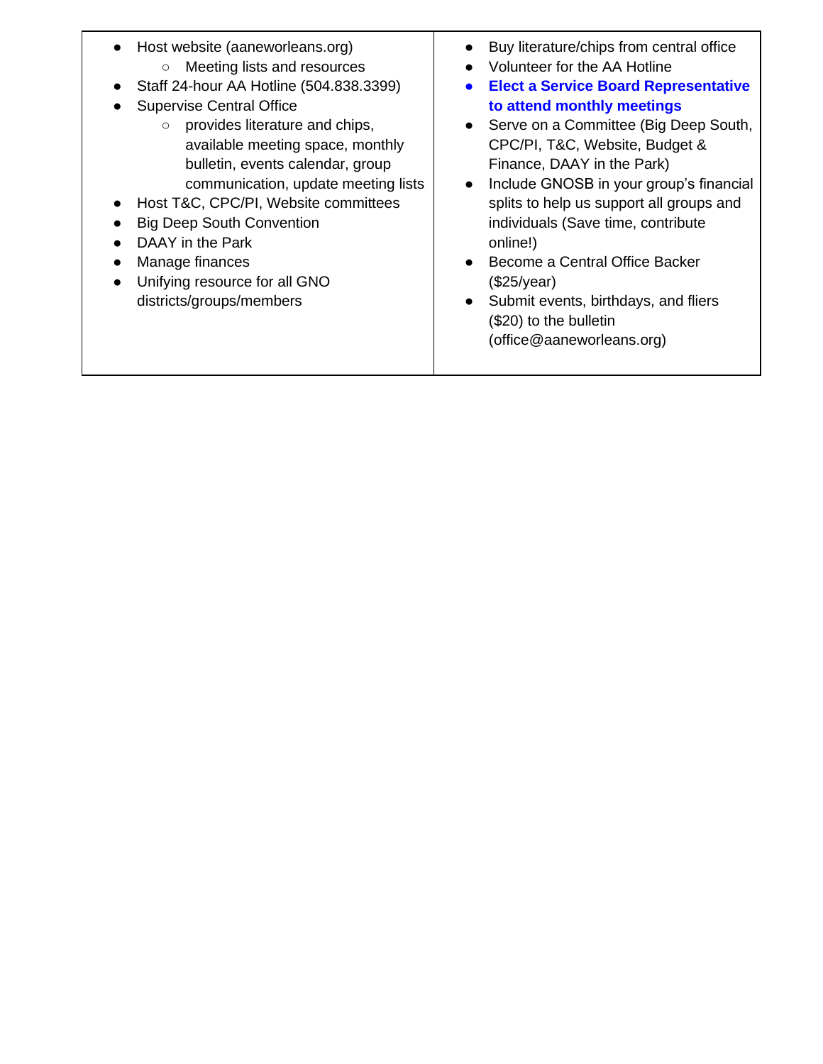| | |
|---|---|
| • Host website (aaneworleans.org)<br>  ○ Meeting lists and resources<br>• Staff 24-hour AA Hotline (504.838.3399)<br>• Supervise Central Office<br>  ○ provides literature and chips, available meeting space, monthly bulletin, events calendar, group communication, update meeting lists<br>• Host T&C, CPC/PI, Website committees<br>• Big Deep South Convention<br>• DAAY in the Park<br>• Manage finances<br>• Unifying resource for all GNO districts/groups/members | • Buy literature/chips from central office<br>• Volunteer for the AA Hotline<br>• **Elect a Service Board Representative to attend monthly meetings**<br>• Serve on a Committee (Big Deep South, CPC/PI, T&C, Website, Budget & Finance, DAAY in the Park)<br>• Include GNOSB in your group's financial splits to help us support all groups and individuals (Save time, contribute online!)<br>• Become a Central Office Backer ($25/year)<br>• Submit events, birthdays, and fliers ($20) to the bulletin (office@aaneworleans.org) |